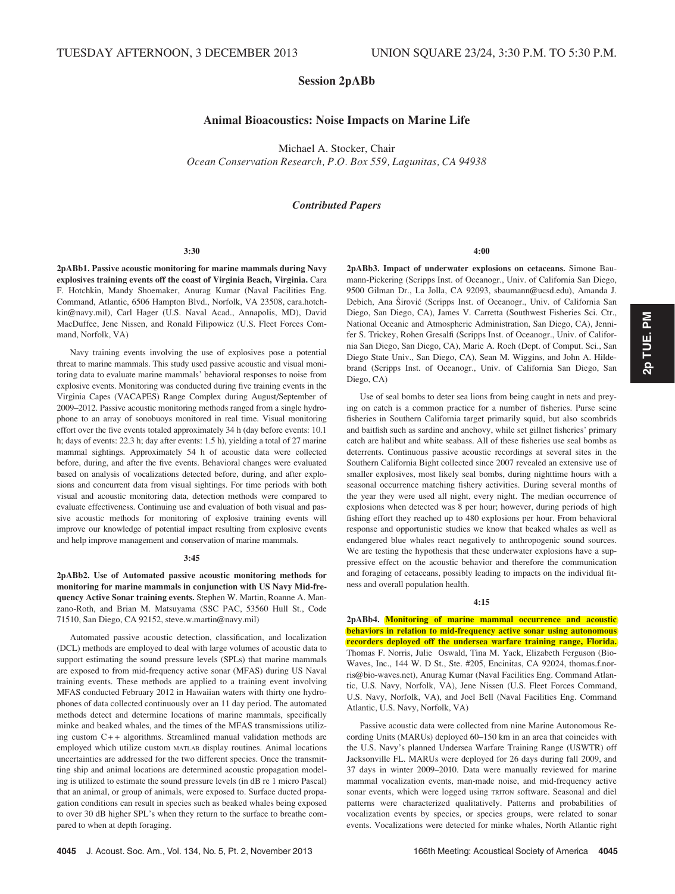TUESDAY AFTERNOON, 3 DECEMBER 2013 UNION SQUARE 23/24, 3:30 P.M. TO 5:30 P.M.

# Session 2pABb

## Animal Bioacoustics: Noise Impacts on Marine Life

Michael A. Stocker, Chair
*Ocean Conservation Research, P.O. Box 559, Lagunitas, CA 94938*

### *Contributed Papers*

**3:30**

**2pABb1. Passive acoustic monitoring for marine mammals during Navy explosives training events off the coast of Virginia Beach, Virginia.** Cara F. Hotchkin, Mandy Shoemaker, Anurag Kumar (Naval Facilities Eng. Command, Atlantic, 6506 Hampton Blvd., Norfolk, VA 23508, cara.hotchkin@navy.mil), Carl Hager (U.S. Naval Acad., Annapolis, MD), David MacDuffee, Jene Nissen, and Ronald Filipowicz (U.S. Fleet Forces Command, Norfolk, VA)

Navy training events involving the use of explosives pose a potential threat to marine mammals. This study used passive acoustic and visual monitoring data to evaluate marine mammals' behavioral responses to noise from explosive events. Monitoring was conducted during five training events in the Virginia Capes (VACAPES) Range Complex during August/September of 2009–2012. Passive acoustic monitoring methods ranged from a single hydrophone to an array of sonobuoys monitored in real time. Visual monitoring effort over the five events totaled approximately 34 h (day before events: 10.1 h; days of events: 22.3 h; day after events: 1.5 h), yielding a total of 27 marine mammal sightings. Approximately 54 h of acoustic data were collected before, during, and after the five events. Behavioral changes were evaluated based on analysis of vocalizations detected before, during, and after explosions and concurrent data from visual sightings. For time periods with both visual and acoustic monitoring data, detection methods were compared to evaluate effectiveness. Continuing use and evaluation of both visual and passive acoustic methods for monitoring of explosive training events will improve our knowledge of potential impact resulting from explosive events and help improve management and conservation of marine mammals.

**3:45**

**2pABb2. Use of Automated passive acoustic monitoring methods for monitoring for marine mammals in conjunction with US Navy Mid-frequency Active Sonar training events.** Stephen W. Martin, Roanne A. Manzano-Roth, and Brian M. Matsuyama (SSC PAC, 53560 Hull St., Code 71510, San Diego, CA 92152, steve.w.martin@navy.mil)

Automated passive acoustic detection, classification, and localization (DCL) methods are employed to deal with large volumes of acoustic data to support estimating the sound pressure levels (SPLs) that marine mammals are exposed to from mid-frequency active sonar (MFAS) during US Naval training events. These methods are applied to a training event involving MFAS conducted February 2012 in Hawaiian waters with thirty one hydrophones of data collected continuously over an 11 day period. The automated methods detect and determine locations of marine mammals, specifically minke and beaked whales, and the times of the MFAS transmissions utilizing custom C++ algorithms. Streamlined manual validation methods are employed which utilize custom MATLAB display routines. Animal locations uncertainties are addressed for the two different species. Once the transmitting ship and animal locations are determined acoustic propagation modeling is utilized to estimate the sound pressure levels (in dB re 1 micro Pascal) that an animal, or group of animals, were exposed to. Surface ducted propagation conditions can result in species such as beaked whales being exposed to over 30 dB higher SPL's when they return to the surface to breathe compared to when at depth foraging.

**4:00**

**2pABb3. Impact of underwater explosions on cetaceans.** Simone Baumann-Pickering (Scripps Inst. of Oceanogr., Univ. of California San Diego, 9500 Gilman Dr., La Jolla, CA 92093, sbaumann@ucsd.edu), Amanda J. Debich, Ana Širović (Scripps Inst. of Oceanogr., Univ. of California San Diego, San Diego, CA), James V. Carretta (Southwest Fisheries Sci. Ctr., National Oceanic and Atmospheric Administration, San Diego, CA), Jennifer S. Trickey, Rohen Gresalfi (Scripps Inst. of Oceanogr., Univ. of California San Diego, San Diego, CA), Marie A. Roch (Dept. of Comput. Sci., San Diego State Univ., San Diego, CA), Sean M. Wiggins, and John A. Hildebrand (Scripps Inst. of Oceanogr., Univ. of California San Diego, San Diego, CA)

Use of seal bombs to deter sea lions from being caught in nets and preying on catch is a common practice for a number of fisheries. Purse seine fisheries in Southern California target primarily squid, but also scombrids and baitfish such as sardine and anchovy, while set gillnet fisheries' primary catch are halibut and white seabass. All of these fisheries use seal bombs as deterrents. Continuous passive acoustic recordings at several sites in the Southern California Bight collected since 2007 revealed an extensive use of smaller explosives, most likely seal bombs, during nighttime hours with a seasonal occurrence matching fishery activities. During several months of the year they were used all night, every night. The median occurrence of explosions when detected was 8 per hour; however, during periods of high fishing effort they reached up to 480 explosions per hour. From behavioral response and opportunistic studies we know that beaked whales as well as endangered blue whales react negatively to anthropogenic sound sources. We are testing the hypothesis that these underwater explosions have a suppressive effect on the acoustic behavior and therefore the communication and foraging of cetaceans, possibly leading to impacts on the individual fitness and overall population health.

**4:15**

**2pABb4. Monitoring of marine mammal occurrence and acoustic behaviors in relation to mid-frequency active sonar using autonomous recorders deployed off the undersea warfare training range, Florida.** Thomas F. Norris, Julie Oswald, Tina M. Yack, Elizabeth Ferguson (Bio-Waves, Inc., 144 W. D St., Ste. #205, Encinitas, CA 92024, thomas.f.norris@bio-waves.net), Anurag Kumar (Naval Facilities Eng. Command Atlantic, U.S. Navy, Norfolk, VA), Jene Nissen (U.S. Fleet Forces Command, U.S. Navy, Norfolk, VA), and Joel Bell (Naval Facilities Eng. Command Atlantic, U.S. Navy, Norfolk, VA)

Passive acoustic data were collected from nine Marine Autonomous Recording Units (MARUs) deployed 60–150 km in an area that coincides with the U.S. Navy's planned Undersea Warfare Training Range (USWTR) off Jacksonville FL. MARUs were deployed for 26 days during fall 2009, and 37 days in winter 2009–2010. Data were manually reviewed for marine mammal vocalization events, man-made noise, and mid-frequency active sonar events, which were logged using TRITON software. Seasonal and diel patterns were characterized qualitatively. Patterns and probabilities of vocalization events by species, or species groups, were related to sonar events. Vocalizations were detected for minke whales, North Atlantic right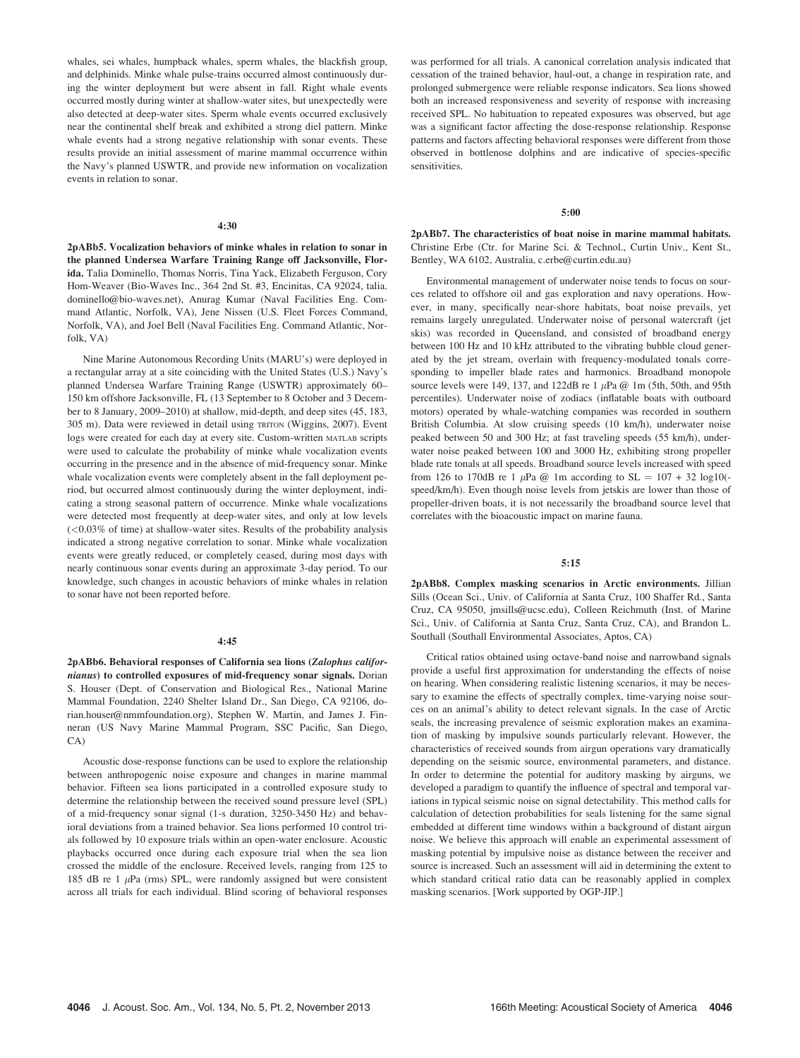whales, sei whales, humpback whales, sperm whales, the blackfish group, and delphinids. Minke whale pulse-trains occurred almost continuously during the winter deployment but were absent in fall. Right whale events occurred mostly during winter at shallow-water sites, but unexpectedly were also detected at deep-water sites. Sperm whale events occurred exclusively near the continental shelf break and exhibited a strong diel pattern. Minke whale events had a strong negative relationship with sonar events. These results provide an initial assessment of marine mammal occurrence within the Navy's planned USWTR, and provide new information on vocalization events in relation to sonar.

**4:30**

**2pABb5. Vocalization behaviors of minke whales in relation to sonar in the planned Undersea Warfare Training Range off Jacksonville, Florida.** Talia Dominello, Thomas Norris, Tina Yack, Elizabeth Ferguson, Cory Hom-Weaver (Bio-Waves Inc., 364 2nd St. #3, Encinitas, CA 92024, talia.dominello@bio-waves.net), Anurag Kumar (Naval Facilities Eng. Command Atlantic, Norfolk, VA), Jene Nissen (U.S. Fleet Forces Command, Norfolk, VA), and Joel Bell (Naval Facilities Eng. Command Atlantic, Norfolk, VA)

Nine Marine Autonomous Recording Units (MARU's) were deployed in a rectangular array at a site coinciding with the United States (U.S.) Navy's planned Undersea Warfare Training Range (USWTR) approximately 60–150 km offshore Jacksonville, FL (13 September to 8 October and 3 December to 8 January, 2009–2010) at shallow, mid-depth, and deep sites (45, 183, 305 m). Data were reviewed in detail using TRITON (Wiggins, 2007). Event logs were created for each day at every site. Custom-written MATLAB scripts were used to calculate the probability of minke whale vocalization events occurring in the presence and in the absence of mid-frequency sonar. Minke whale vocalization events were completely absent in the fall deployment period, but occurred almost continuously during the winter deployment, indicating a strong seasonal pattern of occurrence. Minke whale vocalizations were detected most frequently at deep-water sites, and only at low levels (<0.03% of time) at shallow-water sites. Results of the probability analysis indicated a strong negative correlation to sonar. Minke whale vocalization events were greatly reduced, or completely ceased, during most days with nearly continuous sonar events during an approximate 3-day period. To our knowledge, such changes in acoustic behaviors of minke whales in relation to sonar have not been reported before.

**4:45**

**2pABb6. Behavioral responses of California sea lions (*Zalophus californianus*) to controlled exposures of mid-frequency sonar signals.** Dorian S. Houser (Dept. of Conservation and Biological Res., National Marine Mammal Foundation, 2240 Shelter Island Dr., San Diego, CA 92106, dorian.houser@nmmfoundation.org), Stephen W. Martin, and James J. Finneran (US Navy Marine Mammal Program, SSC Pacific, San Diego, CA)

Acoustic dose-response functions can be used to explore the relationship between anthropogenic noise exposure and changes in marine mammal behavior. Fifteen sea lions participated in a controlled exposure study to determine the relationship between the received sound pressure level (SPL) of a mid-frequency sonar signal (1-s duration, 3250-3450 Hz) and behavioral deviations from a trained behavior. Sea lions performed 10 control trials followed by 10 exposure trials within an open-water enclosure. Acoustic playbacks occurred once during each exposure trial when the sea lion crossed the middle of the enclosure. Received levels, ranging from 125 to 185 dB re 1 $\mu$Pa (rms) SPL, were randomly assigned but were consistent across all trials for each individual. Blind scoring of behavioral responses was performed for all trials. A canonical correlation analysis indicated that cessation of the trained behavior, haul-out, a change in respiration rate, and prolonged submergence were reliable response indicators. Sea lions showed both an increased responsiveness and severity of response with increasing received SPL. No habituation to repeated exposures was observed, but age was a significant factor affecting the dose-response relationship. Response patterns and factors affecting behavioral responses were different from those observed in bottlenose dolphins and are indicative of species-specific sensitivities.

**5:00**

**2pABb7. The characteristics of boat noise in marine mammal habitats.** Christine Erbe (Ctr. for Marine Sci. & Technol., Curtin Univ., Kent St., Bentley, WA 6012, Australia, c.erbe@curtin.edu.au)

Environmental management of underwater noise tends to focus on sources related to offshore oil and gas exploration and navy operations. However, in many, specifically near-shore habitats, boat noise prevails, yet remains largely unregulated. Underwater noise of personal watercraft (jet skis) was recorded in Queensland, and consisted of broadband energy between 100 Hz and 10 kHz attributed to the vibrating bubble cloud generated by the jet stream, overlain with frequency-modulated tonals corresponding to impeller blade rates and harmonics. Broadband monopole source levels were 149, 137, and 122dB re 1 $\mu$Pa @ 1m (5th, 50th, and 95th percentiles). Underwater noise of zodiacs (inflatable boats with outboard motors) operated by whale-watching companies was recorded in southern British Columbia. At slow cruising speeds (10 km/h), underwater noise peaked between 50 and 300 Hz; at fast traveling speeds (55 km/h), underwater noise peaked between 100 and 3000 Hz, exhibiting strong propeller blade rate tonals at all speeds. Broadband source levels increased with speed from 126 to 170dB re 1 $\mu$Pa @ 1m according to $SL = 107 + 32 \log10(\text{speed/km/h})$. Even though noise levels from jetskis are lower than those of propeller-driven boats, it is not necessarily the broadband source level that correlates with the bioacoustic impact on marine fauna.

**5:15**

**2pABb8. Complex masking scenarios in Arctic environments.** Jillian Sills (Ocean Sci., Univ. of California at Santa Cruz, 100 Shaffer Rd., Santa Cruz, CA 95050, jmsills@ucsc.edu), Colleen Reichmuth (Inst. of Marine Sci., Univ. of California at Santa Cruz, Santa Cruz, CA), and Brandon L. Southall (Southall Environmental Associates, Aptos, CA)

Critical ratios obtained using octave-band noise and narrowband signals provide a useful first approximation for understanding the effects of noise on hearing. When considering realistic listening scenarios, it may be necessary to examine the effects of spectrally complex, time-varying noise sources on an animal's ability to detect relevant signals. In the case of Arctic seals, the increasing prevalence of seismic exploration makes an examination of masking by impulsive sounds particularly relevant. However, the characteristics of received sounds from airgun operations vary dramatically depending on the seismic source, environmental parameters, and distance. In order to determine the potential for auditory masking by airguns, we developed a paradigm to quantify the influence of spectral and temporal variations in typical seismic noise on signal detectability. This method calls for calculation of detection probabilities for seals listening for the same signal embedded at different time windows within a background of distant airgun noise. We believe this approach will enable an experimental assessment of masking potential by impulsive noise as distance between the receiver and source is increased. Such an assessment will aid in determining the extent to which standard critical ratio data can be reasonably applied in complex masking scenarios. [Work supported by OGP-JIP.]